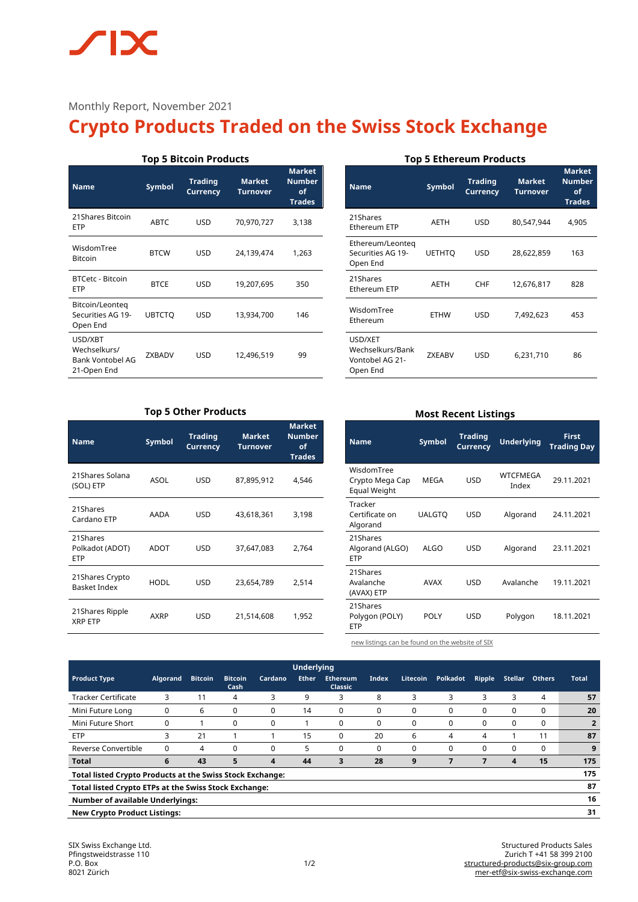Monthly Report, November 2021

# Crypto Products Traded on the Swiss Stock Exchange

### Top 5 Bitcoin Products

| Name | Symbol | Trading Currency | Market Turnover | Market Number of Trades |
|---|---|---|---|---|
| 21Shares Bitcoin ETP | ABTC | USD | 70,970,727 | 3,138 |
| WisdomTree Bitcoin | BTCW | USD | 24,139,474 | 1,263 |
| BTCetc - Bitcoin ETP | BTCE | USD | 19,207,695 | 350 |
| Bitcoin/Leonteq Securities AG 19-Open End | UBTCTQ | USD | 13,934,700 | 146 |
| USD/XBT Wechselkurs/ Bank Vontobel AG 21-Open End | ZXBADV | USD | 12,496,519 | 99 |

### Top 5 Ethereum Products

| Name | Symbol | Trading Currency | Market Turnover | Market Number of Trades |
|---|---|---|---|---|
| 21Shares Ethereum ETP | AETH | USD | 80,547,944 | 4,905 |
| Ethereum/Leonteq Securities AG 19-Open End | UETHTQ | USD | 28,622,859 | 163 |
| 21Shares Ethereum ETP | AETH | CHF | 12,676,817 | 828 |
| WisdomTree Ethereum | ETHW | USD | 7,492,623 | 453 |
| USD/XET Wechselkurs/Bank Vontobel AG 21-Open End | ZXEABV | USD | 6,231,710 | 86 |

### Top 5 Other Products

| Name | Symbol | Trading Currency | Market Turnover | Market Number of Trades |
|---|---|---|---|---|
| 21Shares Solana (SOL) ETP | ASOL | USD | 87,895,912 | 4,546 |
| 21Shares Cardano ETP | AADA | USD | 43,618,361 | 3,198 |
| 21Shares Polkadot (ADOT) ETP | ADOT | USD | 37,647,083 | 2,764 |
| 21Shares Crypto Basket Index | HODL | USD | 23,654,789 | 2,514 |
| 21Shares Ripple XRP ETP | AXRP | USD | 21,514,608 | 1,952 |

### Most Recent Listings

| Name | Symbol | Trading Currency | Underlying | First Trading Day |
|---|---|---|---|---|
| WisdomTree Crypto Mega Cap Equal Weight | MEGA | USD | WTCFMEGA Index | 29.11.2021 |
| Tracker Certificate on Algorand | UALGTQ | USD | Algorand | 24.11.2021 |
| 21Shares Algorand (ALGO) ETP | ALGO | USD | Algorand | 23.11.2021 |
| 21Shares Avalanche (AVAX) ETP | AVAX | USD | Avalanche | 19.11.2021 |
| 21Shares Polygon (POLY) ETP | POLY | USD | Polygon | 18.11.2021 |

new listings can be found on the website of SIX

| Product Type | Underlying | | | | | | | | | | | | Total |
|---|---|---|---|---|---|---|---|---|---|---|---|---|---|
| | Algorand | Bitcoin | Bitcoin Cash | Cardano | Ether | Ethereum Classic | Index | Litecoin | Polkadot | Ripple | Stellar | Others | |
| Tracker Certificate | 3 | 11 | 4 | 3 | 9 | 3 | 8 | 3 | 3 | 3 | 3 | 4 | **57** |
| Mini Future Long | 0 | 6 | 0 | 0 | 14 | 0 | 0 | 0 | 0 | 0 | 0 | 0 | **20** |
| Mini Future Short | 0 | 1 | 0 | 0 | 1 | 0 | 0 | 0 | 0 | 0 | 0 | 0 | **2** |
| ETP | 3 | 21 | 1 | 1 | 15 | 0 | 20 | 6 | 4 | 4 | 1 | 11 | **87** |
| Reverse Convertible | 0 | 4 | 0 | 0 | 5 | 0 | 0 | 0 | 0 | 0 | 0 | 0 | **9** |
| **Total** | **6** | **43** | **5** | **4** | **44** | **3** | **28** | **9** | **7** | **7** | **4** | **15** | **175** |
| **Total listed Crypto Products at the Swiss Stock Exchange:** | | | | | | | | | | | | | **175** |
| **Total listed Crypto ETPs at the Swiss Stock Exchange:** | | | | | | | | | | | | | **87** |
| **Number of available Underlyings:** | | | | | | | | | | | | | **16** |
| **New Crypto Product Listings:** | | | | | | | | | | | | | **31** |

SIX Swiss Exchange Ltd.
Pfingstweidstrasse 110
P.O. Box
8021 Zürich

Structured Products Sales
Zurich T +41 58 399 2100
structured-products@six-group.com
mer-etf@six-swiss-exchange.com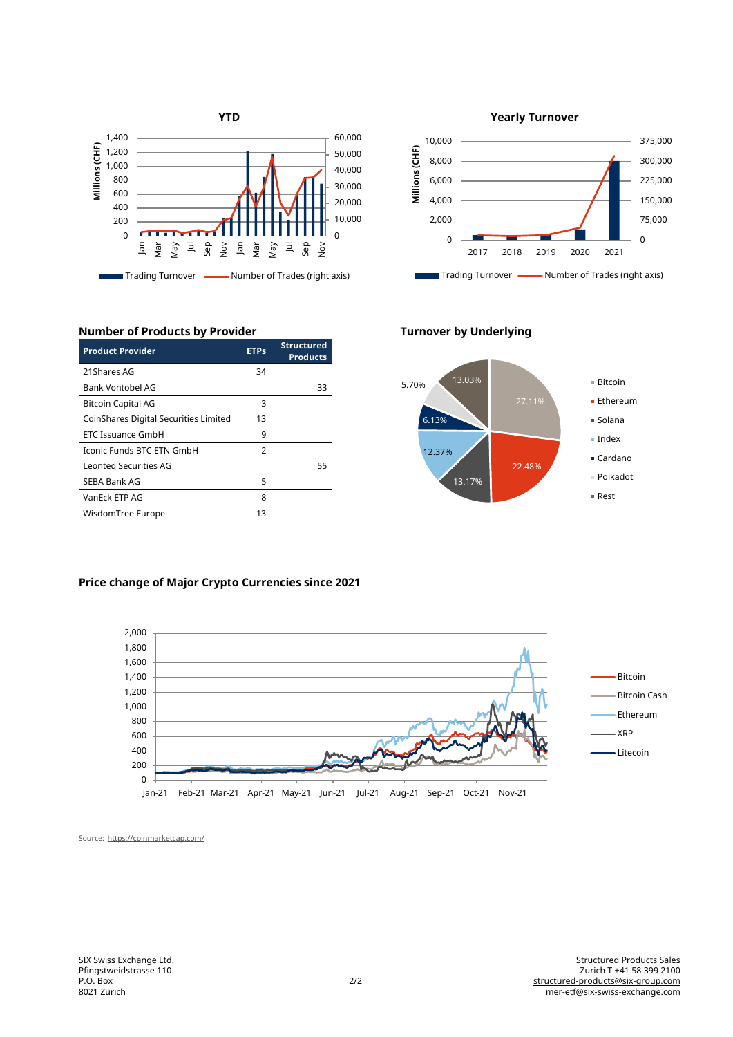### YTD

Millions (CHF)

1,400
1,200
1,000
800
600
400
200
0

60,000
50,000
40,000
30,000
20,000
10,000
0

Jan Mar May Jul Sep Nov Jan Mar May Jul Sep Nov

Trading Turnover — Number of Trades (right axis)

### Yearly Turnover

Millions (CHF)

10,000
8,000
6,000
4,000
2,000
0

375,000
300,000
225,000
150,000
75,000
0

2017 2018 2019 2020 2021

Trading Turnover — Number of Trades (right axis)

### Number of Products by Provider

| Product Provider | ETPs | Structured Products |
|---|---|---|
| 21Shares AG | 34 | |
| Bank Vontobel AG | | 33 |
| Bitcoin Capital AG | 3 | |
| CoinShares Digital Securities Limited | 13 | |
| ETC Issuance GmbH | 9 | |
| Iconic Funds BTC ETN GmbH | 2 | |
| Leonteq Securities AG | | 55 |
| SEBA Bank AG | 5 | |
| VanEck ETP AG | 8 | |
| WisdomTree Europe | 13 | |

### Turnover by Underlying

27.11%
22.48%
13.17%
12.37%
6.13%
5.70%
13.03%

Bitcoin
Ethereum
Solana
Index
Cardano
Polkadot
Rest

### Price change of Major Crypto Currencies since 2021

2,000
1,800
1,600
1,400
1,200
1,000
800
600
400
200
0

Jan-21 Feb-21 Mar-21 Apr-21 May-21 Jun-21 Jul-21 Aug-21 Sep-21 Oct-21 Nov-21

Bitcoin
Bitcoin Cash
Ethereum
XRP
Litecoin

Source: https://coinmarketcap.com/

SIX Swiss Exchange Ltd.
Pfingstweidstrasse 110
P.O. Box
8021 Zürich

Structured Products Sales
Zurich T +41 58 399 2100
structured-products@six-group.com
mer-etf@six-swiss-exchange.com